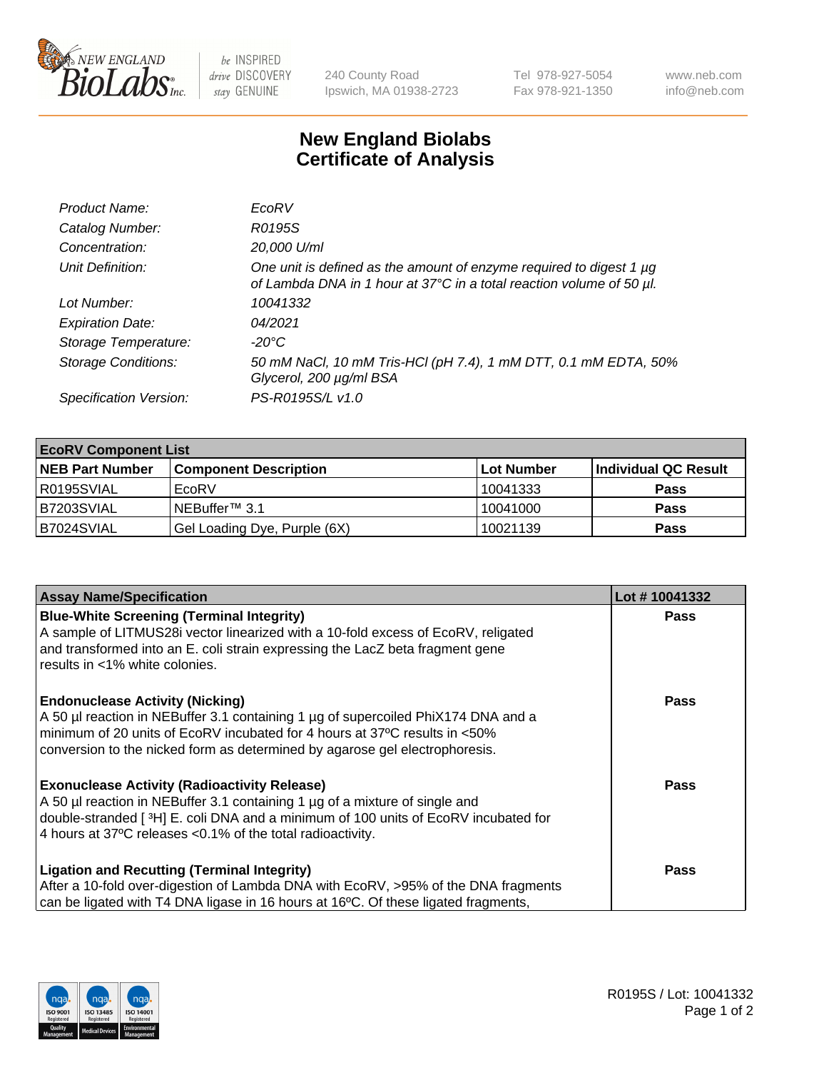# New England Biolabs Certificate of Analysis

| | |
|---|---|
| *Product Name:* | *EcoRV* |
| *Catalog Number:* | *R0195S* |
| *Concentration:* | *20,000 U/ml* |
| *Unit Definition:* | *One unit is defined as the amount of enzyme required to digest 1 µg of Lambda DNA in 1 hour at 37°C in a total reaction volume of 50 µl.* |
| *Lot Number:* | *10041332* |
| *Expiration Date:* | *04/2021* |
| *Storage Temperature:* | *-20°C* |
| *Storage Conditions:* | *50 mM NaCl, 10 mM Tris-HCl (pH 7.4), 1 mM DTT, 0.1 mM EDTA, 50% Glycerol, 200 µg/ml BSA* |
| *Specification Version:* | *PS-R0195S/L v1.0* |

| EcoRV Component List | | | |
|---|---|---|---|
| **NEB Part Number** | **Component Description** | **Lot Number** | **Individual QC Result** |
| R0195SVIAL | EcoRV | 10041333 | **Pass** |
| B7203SVIAL | NEBuffer™ 3.1 | 10041000 | **Pass** |
| B7024SVIAL | Gel Loading Dye, Purple (6X) | 10021139 | **Pass** |

| Assay Name/Specification | Lot # 10041332 |
|---|---|
| **Blue-White Screening (Terminal Integrity)** A sample of LITMUS28i vector linearized with a 10-fold excess of EcoRV, religated and transformed into an E. coli strain expressing the LacZ beta fragment gene results in <1% white colonies. | **Pass** |
| **Endonuclease Activity (Nicking)** A 50 µl reaction in NEBuffer 3.1 containing 1 µg of supercoiled PhiX174 DNA and a minimum of 20 units of EcoRV incubated for 4 hours at 37ºC results in <50% conversion to the nicked form as determined by agarose gel electrophoresis. | **Pass** |
| **Exonuclease Activity (Radioactivity Release)** A 50 µl reaction in NEBuffer 3.1 containing 1 µg of a mixture of single and double-stranded [ $^{3}$H] E. coli DNA and a minimum of 100 units of EcoRV incubated for 4 hours at 37ºC releases <0.1% of the total radioactivity. | **Pass** |
| **Ligation and Recutting (Terminal Integrity)** After a 10-fold over-digestion of Lambda DNA with EcoRV, >95% of the DNA fragments can be ligated with T4 DNA ligase in 16 hours at 16ºC. Of these ligated fragments, | **Pass** |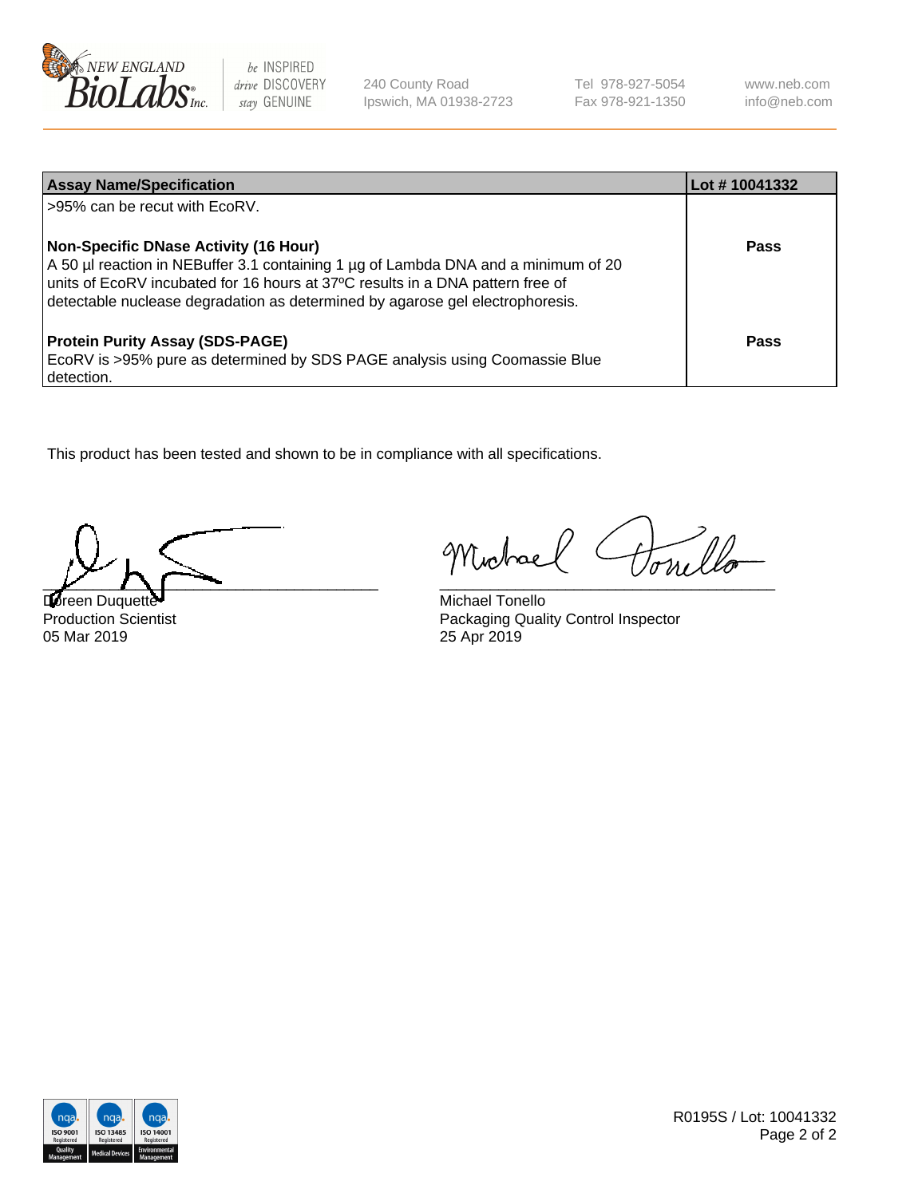240 County Road
Ipswich, MA 01938-2723

Tel 978-927-5054
Fax 978-921-1350

www.neb.com
info@neb.com

| Assay Name/Specification | Lot # 10041332 |
|---|---|
| >95% can be recut with EcoRV. | |
| **Non-Specific DNase Activity (16 Hour)**<br>A 50 µl reaction in NEBuffer 3.1 containing 1 µg of Lambda DNA and a minimum of 20 units of EcoRV incubated for 16 hours at 37ºC results in a DNA pattern free of detectable nuclease degradation as determined by agarose gel electrophoresis. | **Pass** |
| **Protein Purity Assay (SDS-PAGE)**<br>EcoRV is >95% pure as determined by SDS PAGE analysis using Coomassie Blue detection. | **Pass** |

This product has been tested and shown to be in compliance with all specifications.

Doreen Duquette
Production Scientist
05 Mar 2019

Michael Tonello
Packaging Quality Control Inspector
25 Apr 2019

R0195S / Lot: 10041332